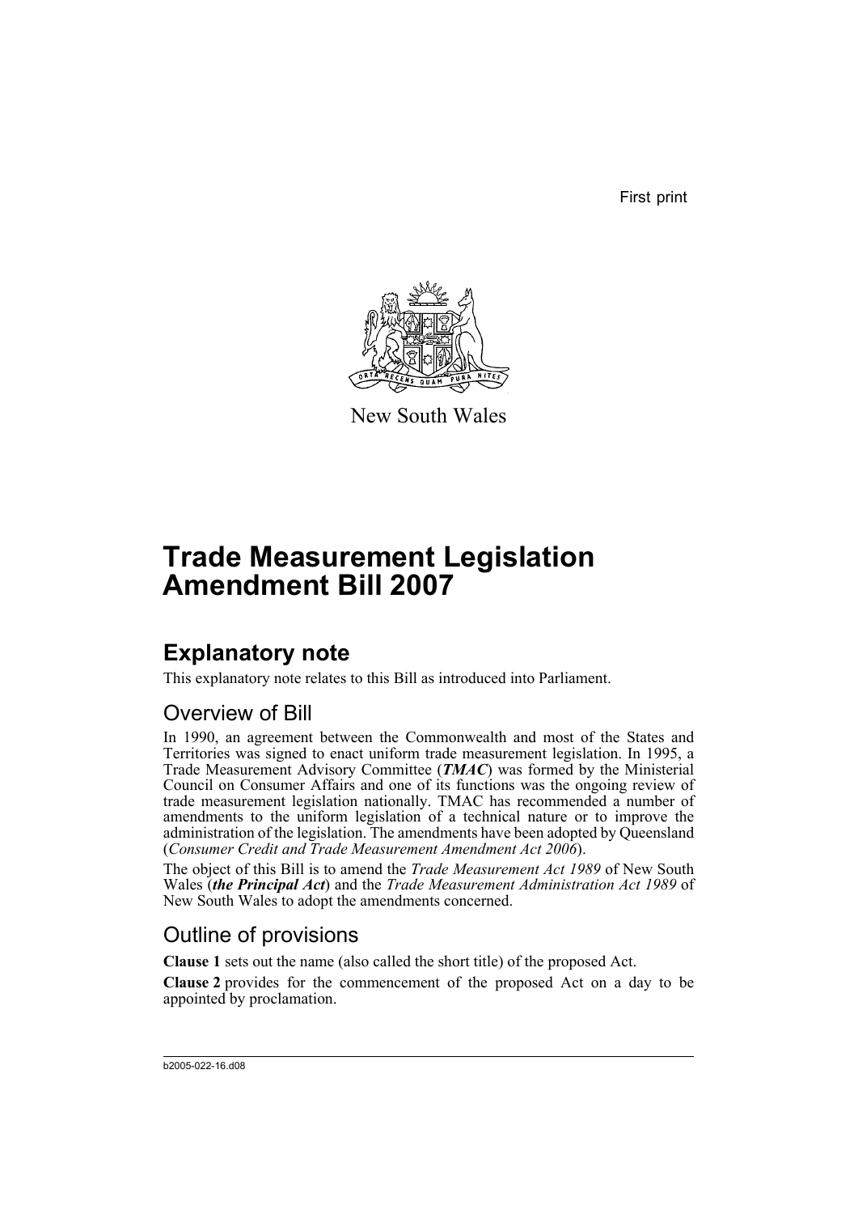First print

New South Wales

# Trade Measurement Legislation Amendment Bill 2007

## Explanatory note

This explanatory note relates to this Bill as introduced into Parliament.

### Overview of Bill

In 1990, an agreement between the Commonwealth and most of the States and Territories was signed to enact uniform trade measurement legislation. In 1995, a Trade Measurement Advisory Committee (***TMAC***) was formed by the Ministerial Council on Consumer Affairs and one of its functions was the ongoing review of trade measurement legislation nationally. TMAC has recommended a number of amendments to the uniform legislation of a technical nature or to improve the administration of the legislation. The amendments have been adopted by Queensland (*Consumer Credit and Trade Measurement Amendment Act 2006*).

The object of this Bill is to amend the *Trade Measurement Act 1989* of New South Wales (***the Principal Act***) and the *Trade Measurement Administration Act 1989* of New South Wales to adopt the amendments concerned.

### Outline of provisions

**Clause 1** sets out the name (also called the short title) of the proposed Act.

**Clause 2** provides for the commencement of the proposed Act on a day to be appointed by proclamation.

b2005-022-16.d08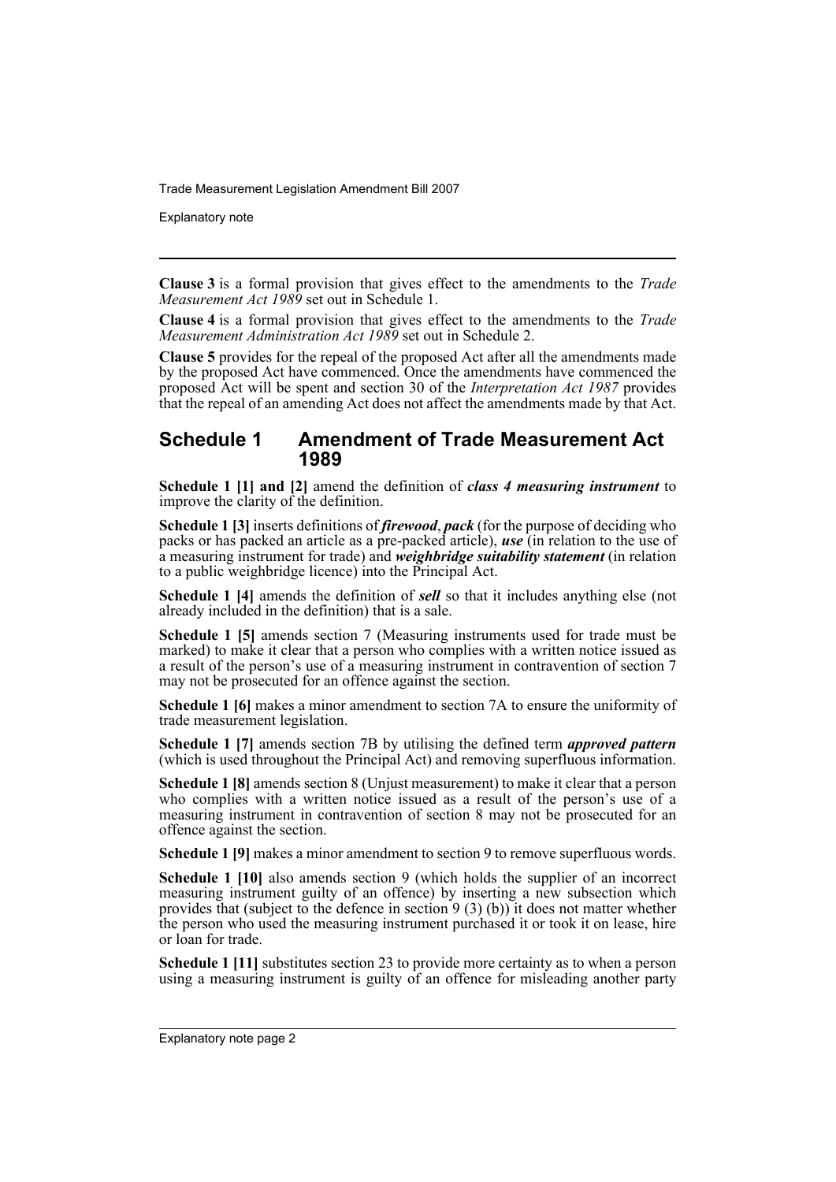**Clause 3** is a formal provision that gives effect to the amendments to the *Trade Measurement Act 1989* set out in Schedule 1.

**Clause 4** is a formal provision that gives effect to the amendments to the *Trade Measurement Administration Act 1989* set out in Schedule 2.

**Clause 5** provides for the repeal of the proposed Act after all the amendments made by the proposed Act have commenced. Once the amendments have commenced the proposed Act will be spent and section 30 of the *Interpretation Act 1987* provides that the repeal of an amending Act does not affect the amendments made by that Act.

## Schedule 1 Amendment of Trade Measurement Act 1989

**Schedule 1 [1] and [2]** amend the definition of ***class 4 measuring instrument*** to improve the clarity of the definition.

**Schedule 1 [3]** inserts definitions of ***firewood***, ***pack*** (for the purpose of deciding who packs or has packed an article as a pre-packed article), ***use*** (in relation to the use of a measuring instrument for trade) and ***weighbridge suitability statement*** (in relation to a public weighbridge licence) into the Principal Act.

**Schedule 1 [4]** amends the definition of ***sell*** so that it includes anything else (not already included in the definition) that is a sale.

**Schedule 1 [5]** amends section 7 (Measuring instruments used for trade must be marked) to make it clear that a person who complies with a written notice issued as a result of the person's use of a measuring instrument in contravention of section 7 may not be prosecuted for an offence against the section.

**Schedule 1 [6]** makes a minor amendment to section 7A to ensure the uniformity of trade measurement legislation.

**Schedule 1 [7]** amends section 7B by utilising the defined term ***approved pattern*** (which is used throughout the Principal Act) and removing superfluous information.

**Schedule 1 [8]** amends section 8 (Unjust measurement) to make it clear that a person who complies with a written notice issued as a result of the person's use of a measuring instrument in contravention of section 8 may not be prosecuted for an offence against the section.

**Schedule 1 [9]** makes a minor amendment to section 9 to remove superfluous words.

**Schedule 1 [10]** also amends section 9 (which holds the supplier of an incorrect measuring instrument guilty of an offence) by inserting a new subsection which provides that (subject to the defence in section 9 (3) (b)) it does not matter whether the person who used the measuring instrument purchased it or took it on lease, hire or loan for trade.

**Schedule 1 [11]** substitutes section 23 to provide more certainty as to when a person using a measuring instrument is guilty of an offence for misleading another party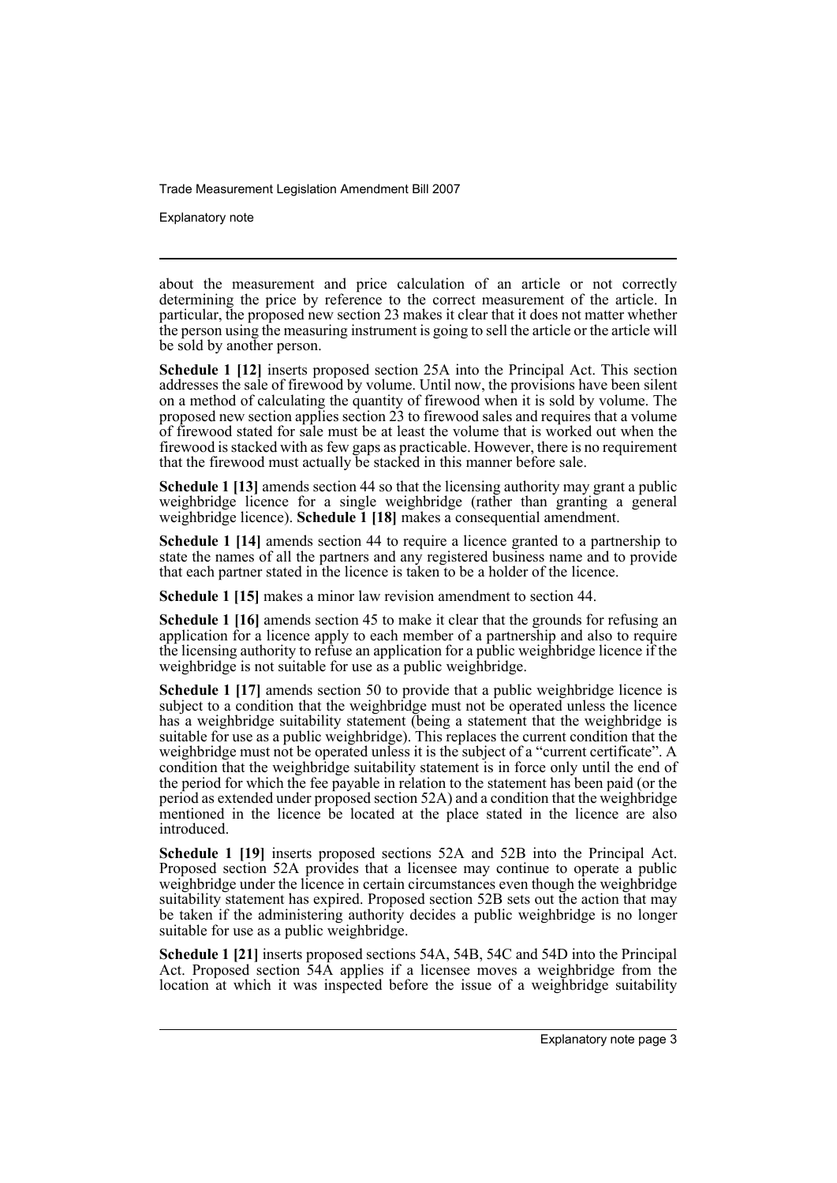about the measurement and price calculation of an article or not correctly determining the price by reference to the correct measurement of the article. In particular, the proposed new section 23 makes it clear that it does not matter whether the person using the measuring instrument is going to sell the article or the article will be sold by another person.

**Schedule 1 [12]** inserts proposed section 25A into the Principal Act. This section addresses the sale of firewood by volume. Until now, the provisions have been silent on a method of calculating the quantity of firewood when it is sold by volume. The proposed new section applies section 23 to firewood sales and requires that a volume of firewood stated for sale must be at least the volume that is worked out when the firewood is stacked with as few gaps as practicable. However, there is no requirement that the firewood must actually be stacked in this manner before sale.

**Schedule 1 [13]** amends section 44 so that the licensing authority may grant a public weighbridge licence for a single weighbridge (rather than granting a general weighbridge licence). **Schedule 1 [18]** makes a consequential amendment.

**Schedule 1 [14]** amends section 44 to require a licence granted to a partnership to state the names of all the partners and any registered business name and to provide that each partner stated in the licence is taken to be a holder of the licence.

**Schedule 1 [15]** makes a minor law revision amendment to section 44.

**Schedule 1 [16]** amends section 45 to make it clear that the grounds for refusing an application for a licence apply to each member of a partnership and also to require the licensing authority to refuse an application for a public weighbridge licence if the weighbridge is not suitable for use as a public weighbridge.

**Schedule 1 [17]** amends section 50 to provide that a public weighbridge licence is subject to a condition that the weighbridge must not be operated unless the licence has a weighbridge suitability statement (being a statement that the weighbridge is suitable for use as a public weighbridge). This replaces the current condition that the weighbridge must not be operated unless it is the subject of a "current certificate". A condition that the weighbridge suitability statement is in force only until the end of the period for which the fee payable in relation to the statement has been paid (or the period as extended under proposed section 52A) and a condition that the weighbridge mentioned in the licence be located at the place stated in the licence are also introduced.

**Schedule 1 [19]** inserts proposed sections 52A and 52B into the Principal Act. Proposed section 52A provides that a licensee may continue to operate a public weighbridge under the licence in certain circumstances even though the weighbridge suitability statement has expired. Proposed section 52B sets out the action that may be taken if the administering authority decides a public weighbridge is no longer suitable for use as a public weighbridge.

**Schedule 1 [21]** inserts proposed sections 54A, 54B, 54C and 54D into the Principal Act. Proposed section 54A applies if a licensee moves a weighbridge from the location at which it was inspected before the issue of a weighbridge suitability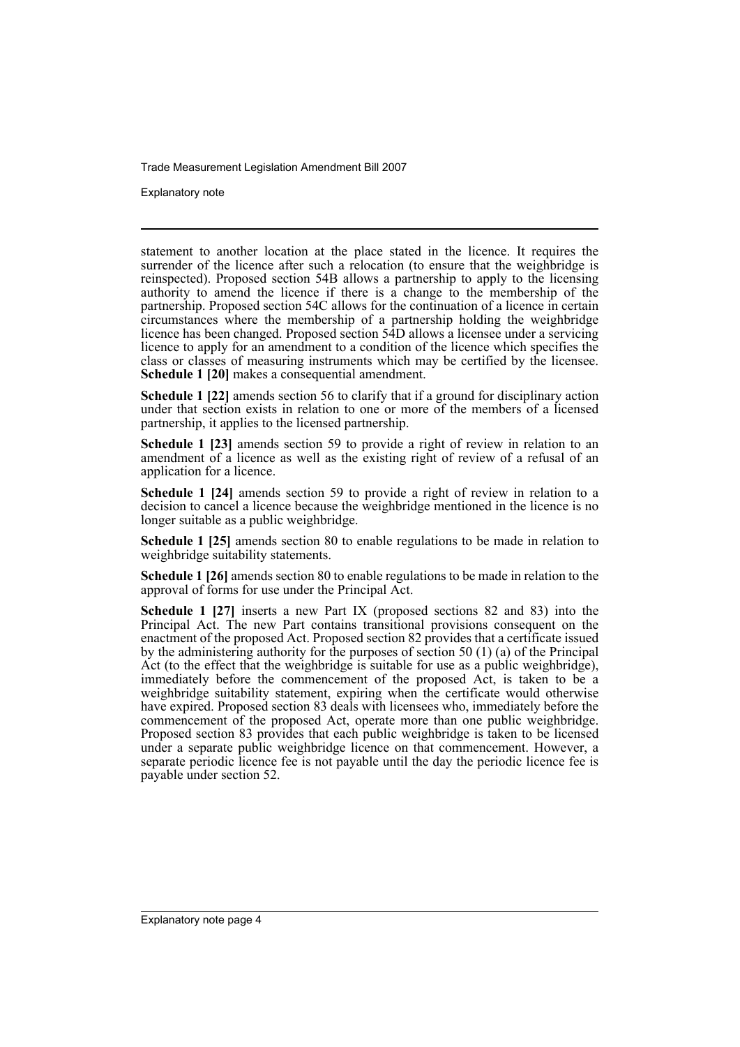statement to another location at the place stated in the licence. It requires the surrender of the licence after such a relocation (to ensure that the weighbridge is reinspected). Proposed section 54B allows a partnership to apply to the licensing authority to amend the licence if there is a change to the membership of the partnership. Proposed section 54C allows for the continuation of a licence in certain circumstances where the membership of a partnership holding the weighbridge licence has been changed. Proposed section 54D allows a licensee under a servicing licence to apply for an amendment to a condition of the licence which specifies the class or classes of measuring instruments which may be certified by the licensee. **Schedule 1 [20]** makes a consequential amendment.

**Schedule 1 [22]** amends section 56 to clarify that if a ground for disciplinary action under that section exists in relation to one or more of the members of a licensed partnership, it applies to the licensed partnership.

**Schedule 1 [23]** amends section 59 to provide a right of review in relation to an amendment of a licence as well as the existing right of review of a refusal of an application for a licence.

**Schedule 1 [24]** amends section 59 to provide a right of review in relation to a decision to cancel a licence because the weighbridge mentioned in the licence is no longer suitable as a public weighbridge.

**Schedule 1 [25]** amends section 80 to enable regulations to be made in relation to weighbridge suitability statements.

**Schedule 1 [26]** amends section 80 to enable regulations to be made in relation to the approval of forms for use under the Principal Act.

**Schedule 1 [27]** inserts a new Part IX (proposed sections 82 and 83) into the Principal Act. The new Part contains transitional provisions consequent on the enactment of the proposed Act. Proposed section 82 provides that a certificate issued by the administering authority for the purposes of section 50 (1) (a) of the Principal Act (to the effect that the weighbridge is suitable for use as a public weighbridge), immediately before the commencement of the proposed Act, is taken to be a weighbridge suitability statement, expiring when the certificate would otherwise have expired. Proposed section 83 deals with licensees who, immediately before the commencement of the proposed Act, operate more than one public weighbridge. Proposed section 83 provides that each public weighbridge is taken to be licensed under a separate public weighbridge licence on that commencement. However, a separate periodic licence fee is not payable until the day the periodic licence fee is payable under section 52.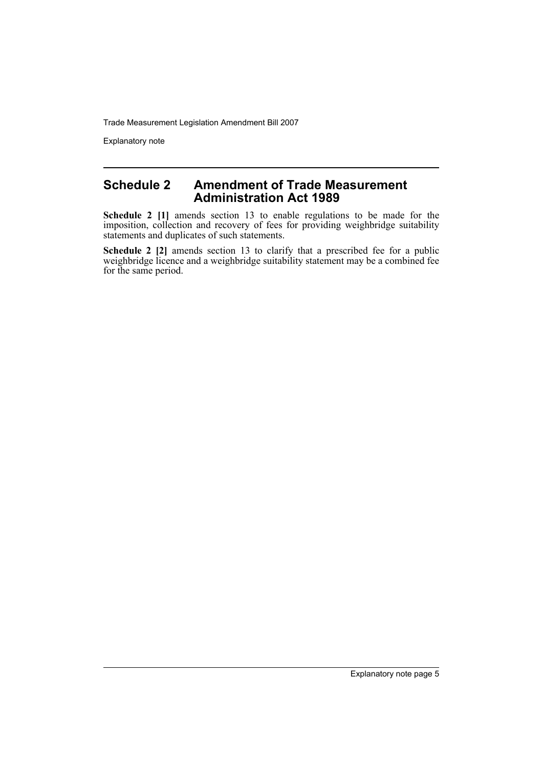## Schedule 2 Amendment of Trade Measurement Administration Act 1989

**Schedule 2 [1]** amends section 13 to enable regulations to be made for the imposition, collection and recovery of fees for providing weighbridge suitability statements and duplicates of such statements.

**Schedule 2 [2]** amends section 13 to clarify that a prescribed fee for a public weighbridge licence and a weighbridge suitability statement may be a combined fee for the same period.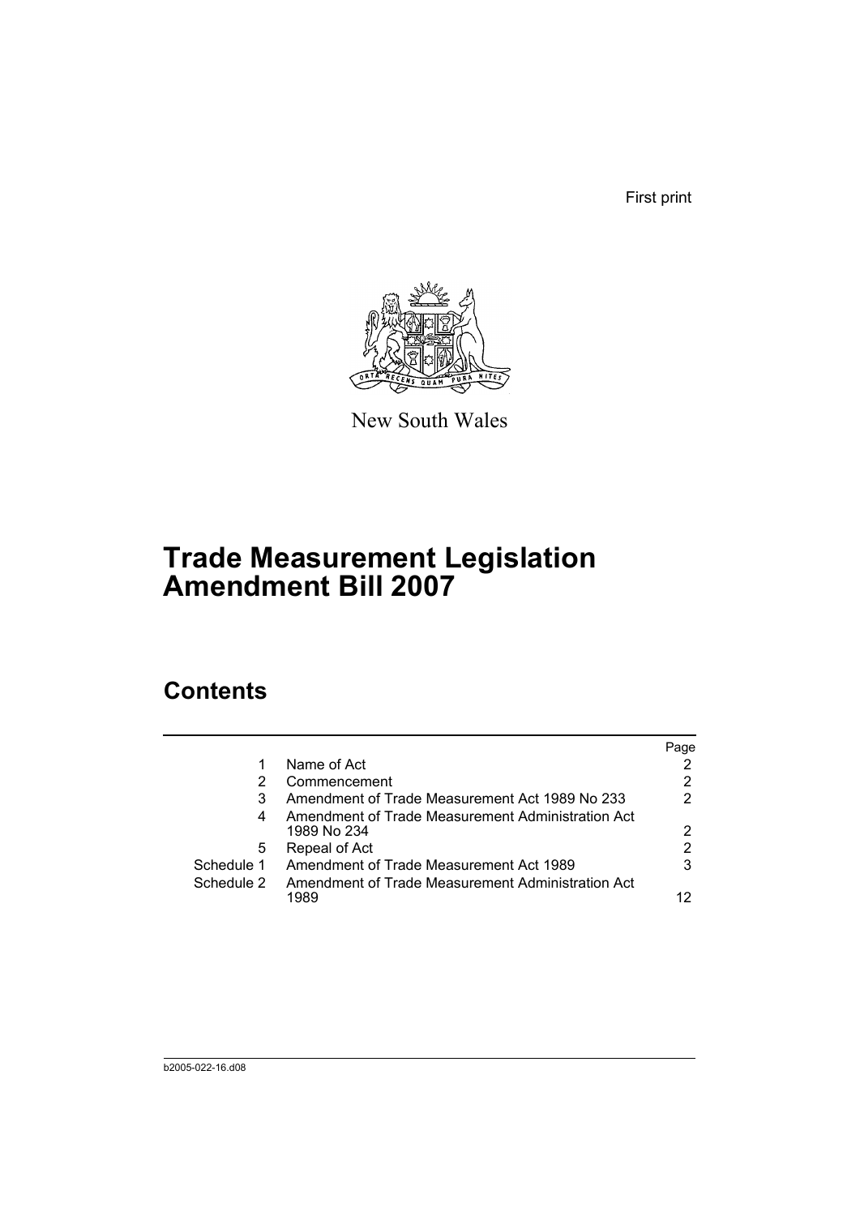First print

New South Wales

# Trade Measurement Legislation Amendment Bill 2007

## Contents

| | | Page |
|---|---|---|
| 1 | Name of Act | 2 |
| 2 | Commencement | 2 |
| 3 | Amendment of Trade Measurement Act 1989 No 233 | 2 |
| 4 | Amendment of Trade Measurement Administration Act 1989 No 234 | 2 |
| 5 | Repeal of Act | 2 |
| Schedule 1 | Amendment of Trade Measurement Act 1989 | 3 |
| Schedule 2 | Amendment of Trade Measurement Administration Act 1989 | 12 |

b2005-022-16.d08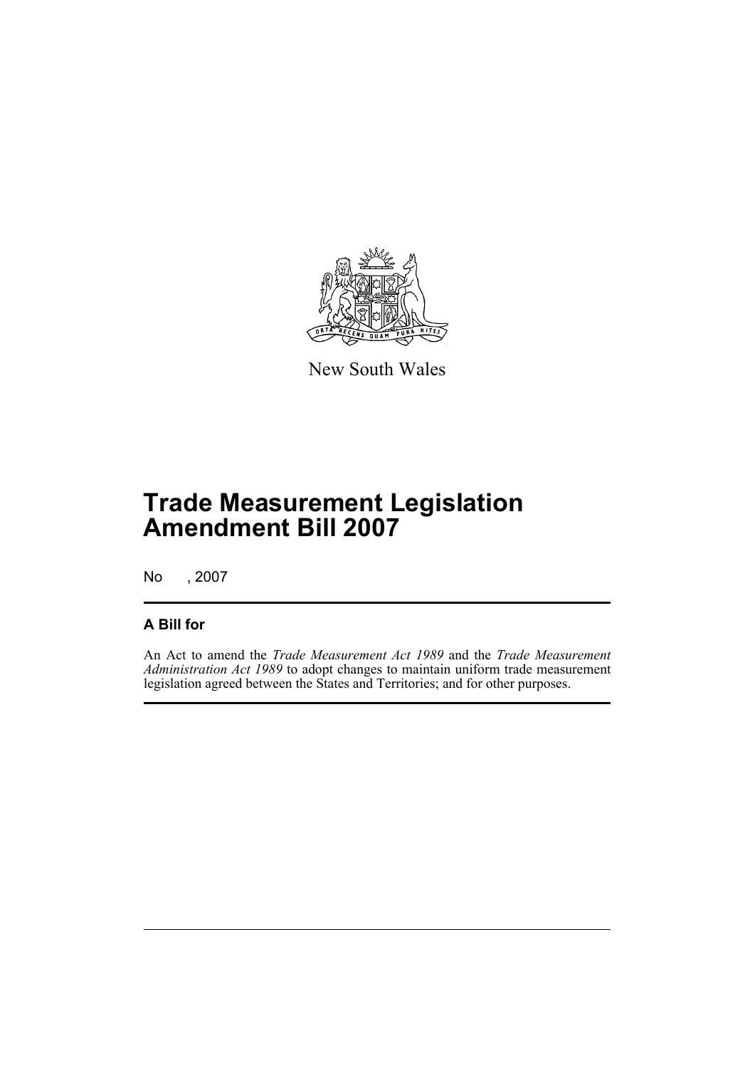New South Wales

# Trade Measurement Legislation Amendment Bill 2007

No , 2007

## A Bill for

An Act to amend the *Trade Measurement Act 1989* and the *Trade Measurement Administration Act 1989* to adopt changes to maintain uniform trade measurement legislation agreed between the States and Territories; and for other purposes.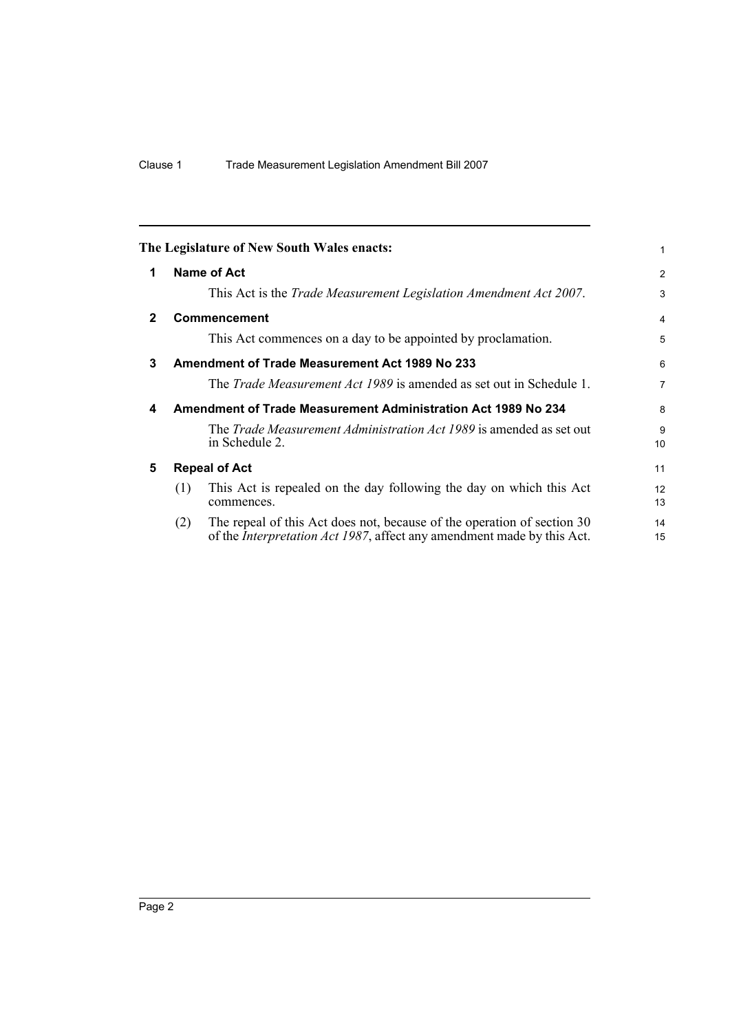**The Legislature of New South Wales enacts:**

## 1 Name of Act

This Act is the *Trade Measurement Legislation Amendment Act 2007*.

## 2 Commencement

This Act commences on a day to be appointed by proclamation.

## 3 Amendment of Trade Measurement Act 1989 No 233

The *Trade Measurement Act 1989* is amended as set out in Schedule 1.

## 4 Amendment of Trade Measurement Administration Act 1989 No 234

The *Trade Measurement Administration Act 1989* is amended as set out in Schedule 2.

## 5 Repeal of Act

(1) This Act is repealed on the day following the day on which this Act commences.

(2) The repeal of this Act does not, because of the operation of section 30 of the *Interpretation Act 1987*, affect any amendment made by this Act.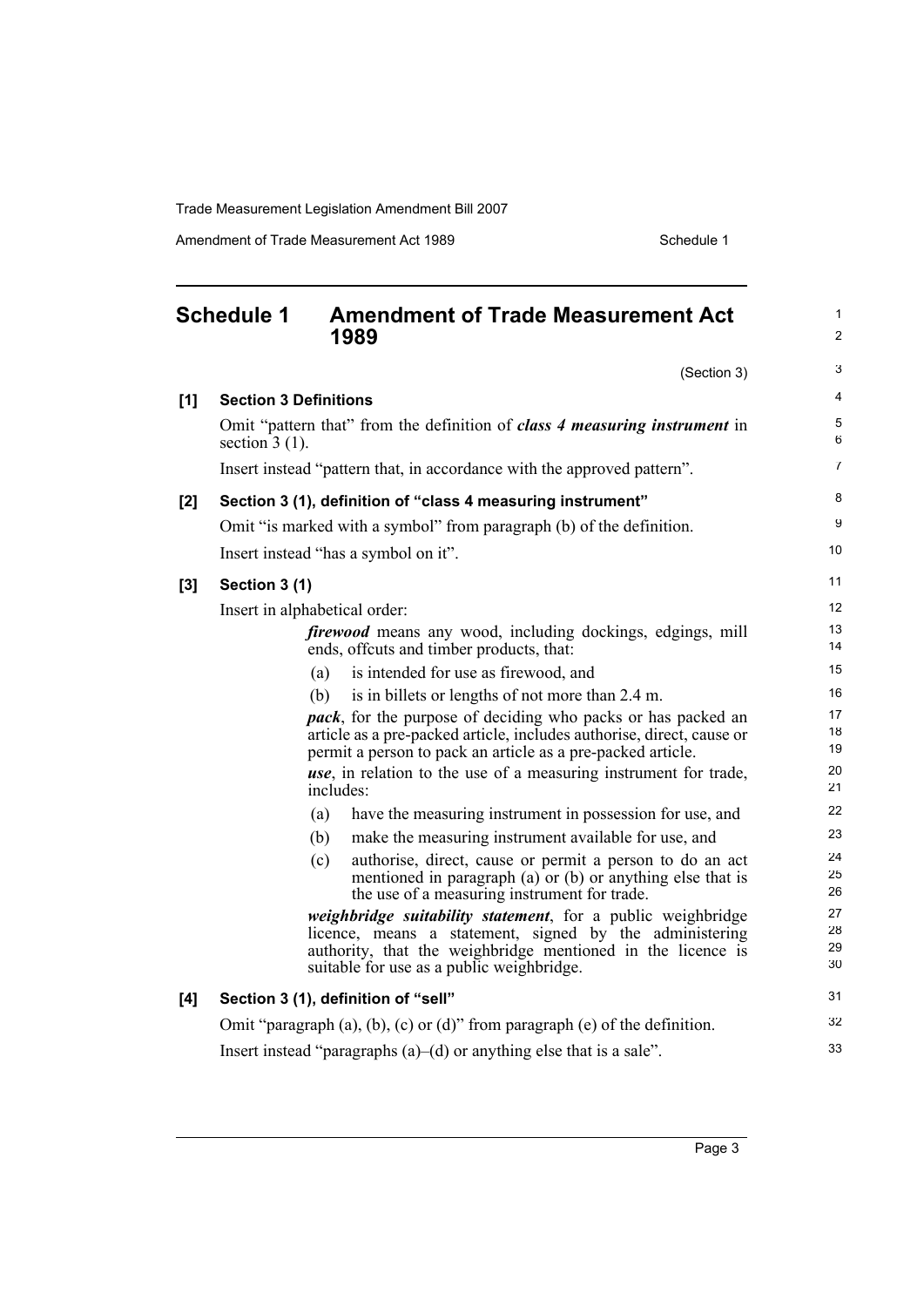# Schedule 1 Amendment of Trade Measurement Act 1989

(Section 3)

**[1] Section 3 Definitions**

Omit "pattern that" from the definition of ***class 4 measuring instrument*** in section 3 (1).

Insert instead "pattern that, in accordance with the approved pattern".

**[2] Section 3 (1), definition of "class 4 measuring instrument"**

Omit "is marked with a symbol" from paragraph (b) of the definition.

Insert instead "has a symbol on it".

**[3] Section 3 (1)**

Insert in alphabetical order:

> ***firewood*** means any wood, including dockings, edgings, mill ends, offcuts and timber products, that:
>
> (a) is intended for use as firewood, and
>
> (b) is in billets or lengths of not more than 2.4 m.
>
> ***pack***, for the purpose of deciding who packs or has packed an article as a pre-packed article, includes authorise, direct, cause or permit a person to pack an article as a pre-packed article.
>
> ***use***, in relation to the use of a measuring instrument for trade, includes:
>
> (a) have the measuring instrument in possession for use, and
>
> (b) make the measuring instrument available for use, and
>
> (c) authorise, direct, cause or permit a person to do an act mentioned in paragraph (a) or (b) or anything else that is the use of a measuring instrument for trade.
>
> ***weighbridge suitability statement***, for a public weighbridge licence, means a statement, signed by the administering authority, that the weighbridge mentioned in the licence is suitable for use as a public weighbridge.

**[4] Section 3 (1), definition of "sell"**

Omit "paragraph (a), (b), (c) or (d)" from paragraph (e) of the definition.

Insert instead "paragraphs (a)–(d) or anything else that is a sale".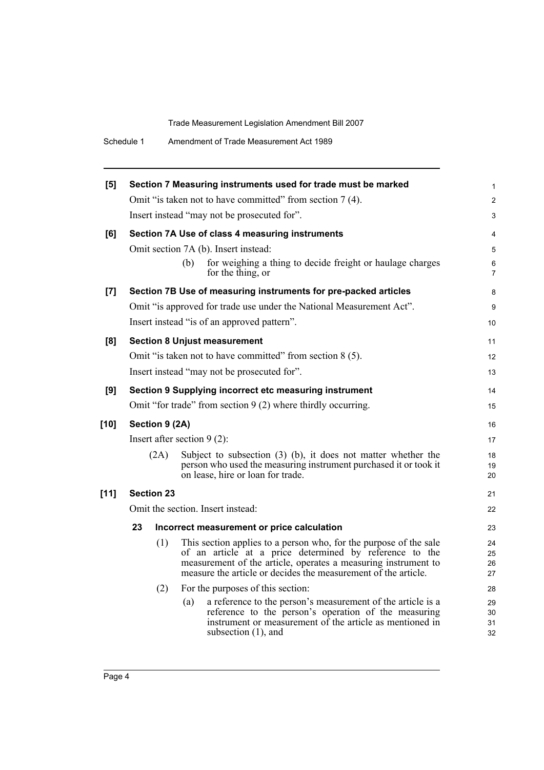**[5] Section 7 Measuring instruments used for trade must be marked**

Omit "is taken not to have committed" from section 7 (4).

Insert instead "may not be prosecuted for".

**[6] Section 7A Use of class 4 measuring instruments**

Omit section 7A (b). Insert instead:

> (b) for weighing a thing to decide freight or haulage charges for the thing, or

**[7] Section 7B Use of measuring instruments for pre-packed articles**

Omit "is approved for trade use under the National Measurement Act".

Insert instead "is of an approved pattern".

**[8] Section 8 Unjust measurement**

Omit "is taken not to have committed" from section 8 (5).

Insert instead "may not be prosecuted for".

**[9] Section 9 Supplying incorrect etc measuring instrument**

Omit "for trade" from section 9 (2) where thirdly occurring.

**[10] Section 9 (2A)**

Insert after section 9 (2):

> (2A) Subject to subsection (3) (b), it does not matter whether the person who used the measuring instrument purchased it or took it on lease, hire or loan for trade.

**[11] Section 23**

Omit the section. Insert instead:

**23 Incorrect measurement or price calculation**

(1) This section applies to a person who, for the purpose of the sale of an article at a price determined by reference to the measurement of the article, operates a measuring instrument to measure the article or decides the measurement of the article.

(2) For the purposes of this section:

(a) a reference to the person's measurement of the article is a reference to the person's operation of the measuring instrument or measurement of the article as mentioned in subsection (1), and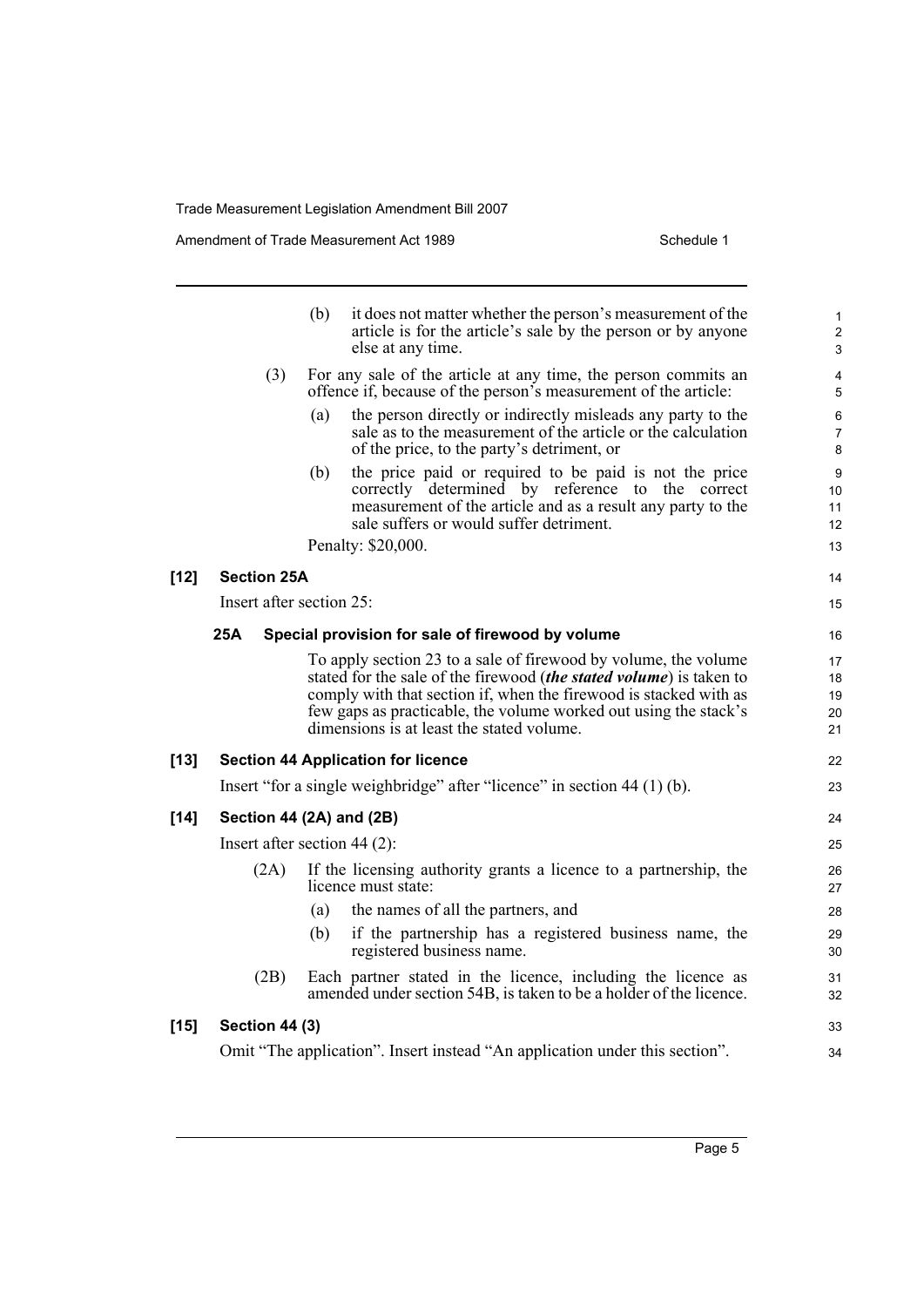(b) it does not matter whether the person's measurement of the article is for the article's sale by the person or by anyone else at any time.

(3) For any sale of the article at any time, the person commits an offence if, because of the person's measurement of the article:

(a) the person directly or indirectly misleads any party to the sale as to the measurement of the article or the calculation of the price, to the party's detriment, or

(b) the price paid or required to be paid is not the price correctly determined by reference to the correct measurement of the article and as a result any party to the sale suffers or would suffer detriment.

Penalty: $20,000.

**[12] Section 25A**

Insert after section 25:

**25A Special provision for sale of firewood by volume**

To apply section 23 to a sale of firewood by volume, the volume stated for the sale of the firewood (***the stated volume***) is taken to comply with that section if, when the firewood is stacked with as few gaps as practicable, the volume worked out using the stack's dimensions is at least the stated volume.

**[13] Section 44 Application for licence**

Insert "for a single weighbridge" after "licence" in section 44 (1) (b).

**[14] Section 44 (2A) and (2B)**

Insert after section 44 (2):

(2A) If the licensing authority grants a licence to a partnership, the licence must state:

(a) the names of all the partners, and

(b) if the partnership has a registered business name, the registered business name.

(2B) Each partner stated in the licence, including the licence as amended under section 54B, is taken to be a holder of the licence.

**[15] Section 44 (3)**

Omit "The application". Insert instead "An application under this section".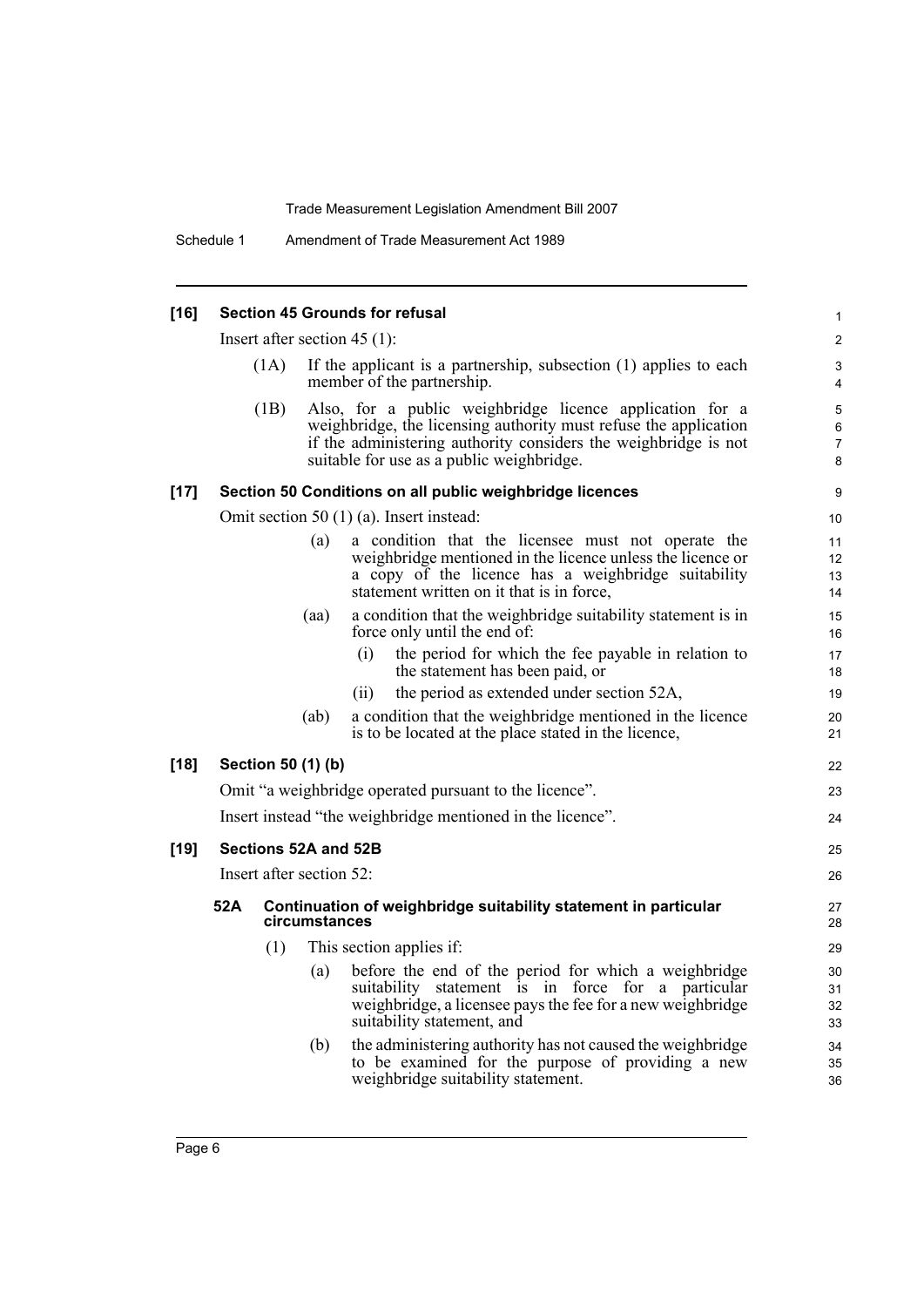**[16] Section 45 Grounds for refusal**

Insert after section 45 (1):

(1A) If the applicant is a partnership, subsection (1) applies to each member of the partnership.

(1B) Also, for a public weighbridge licence application for a weighbridge, the licensing authority must refuse the application if the administering authority considers the weighbridge is not suitable for use as a public weighbridge.

**[17] Section 50 Conditions on all public weighbridge licences**

Omit section 50 (1) (a). Insert instead:

(a) a condition that the licensee must not operate the weighbridge mentioned in the licence unless the licence or a copy of the licence has a weighbridge suitability statement written on it that is in force,

(aa) a condition that the weighbridge suitability statement is in force only until the end of:

(i) the period for which the fee payable in relation to the statement has been paid, or

(ii) the period as extended under section 52A,

(ab) a condition that the weighbridge mentioned in the licence is to be located at the place stated in the licence,

**[18] Section 50 (1) (b)**

Omit "a weighbridge operated pursuant to the licence".

Insert instead "the weighbridge mentioned in the licence".

**[19] Sections 52A and 52B**

Insert after section 52:

**52A Continuation of weighbridge suitability statement in particular circumstances**

(1) This section applies if:

(a) before the end of the period for which a weighbridge suitability statement is in force for a particular weighbridge, a licensee pays the fee for a new weighbridge suitability statement, and

(b) the administering authority has not caused the weighbridge to be examined for the purpose of providing a new weighbridge suitability statement.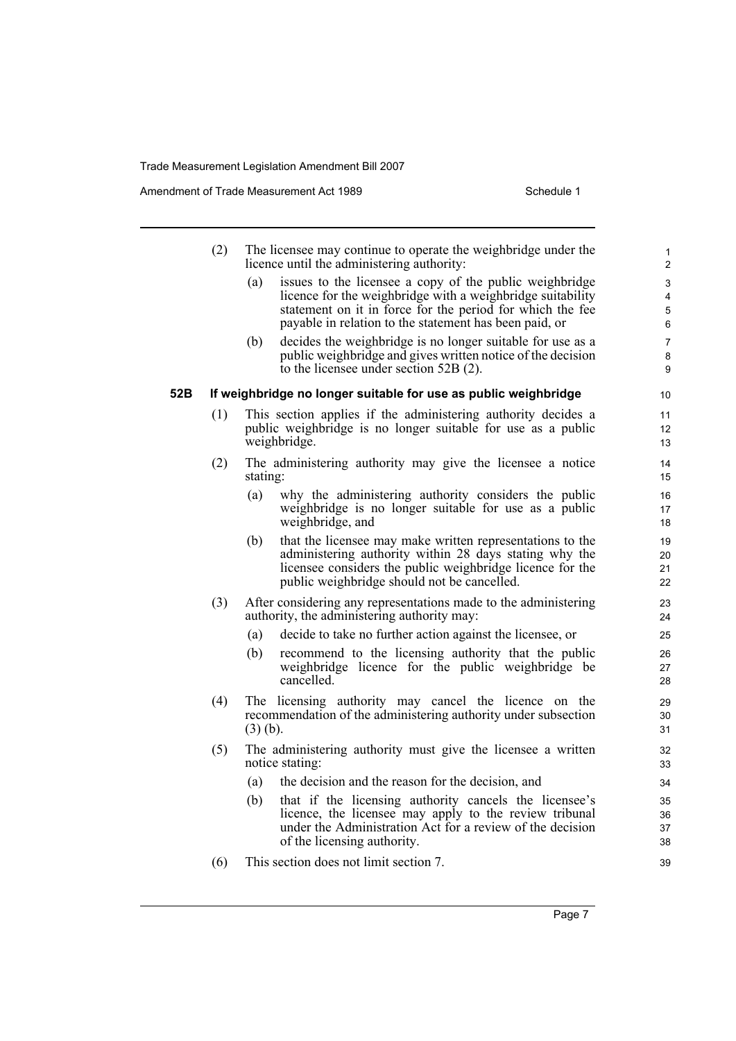(2) The licensee may continue to operate the weighbridge under the licence until the administering authority:

- (a) issues to the licensee a copy of the public weighbridge licence for the weighbridge with a weighbridge suitability statement on it in force for the period for which the fee payable in relation to the statement has been paid, or
- (b) decides the weighbridge is no longer suitable for use as a public weighbridge and gives written notice of the decision to the licensee under section 52B (2).

### 52B If weighbridge no longer suitable for use as public weighbridge

(1) This section applies if the administering authority decides a public weighbridge is no longer suitable for use as a public weighbridge.

(2) The administering authority may give the licensee a notice stating:

- (a) why the administering authority considers the public weighbridge is no longer suitable for use as a public weighbridge, and
- (b) that the licensee may make written representations to the administering authority within 28 days stating why the licensee considers the public weighbridge licence for the public weighbridge should not be cancelled.

(3) After considering any representations made to the administering authority, the administering authority may:

- (a) decide to take no further action against the licensee, or
- (b) recommend to the licensing authority that the public weighbridge licence for the public weighbridge be cancelled.

(4) The licensing authority may cancel the licence on the recommendation of the administering authority under subsection (3) (b).

(5) The administering authority must give the licensee a written notice stating:

- (a) the decision and the reason for the decision, and
- (b) that if the licensing authority cancels the licensee's licence, the licensee may apply to the review tribunal under the Administration Act for a review of the decision of the licensing authority.

(6) This section does not limit section 7.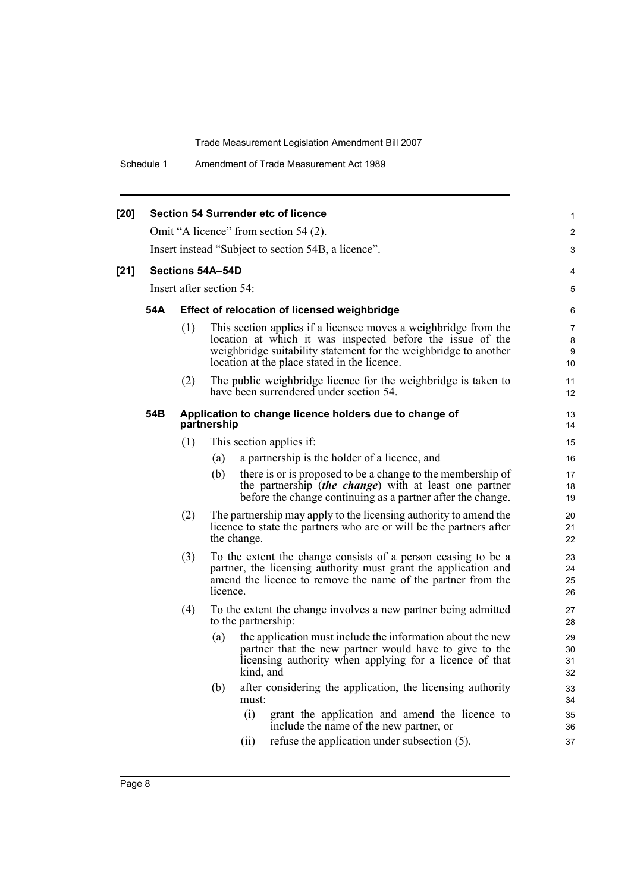**[20] Section 54 Surrender etc of licence**

Omit "A licence" from section 54 (2).

Insert instead "Subject to section 54B, a licence".

**[21] Sections 54A–54D**

Insert after section 54:

**54A Effect of relocation of licensed weighbridge**

(1) This section applies if a licensee moves a weighbridge from the location at which it was inspected before the issue of the weighbridge suitability statement for the weighbridge to another location at the place stated in the licence.

(2) The public weighbridge licence for the weighbridge is taken to have been surrendered under section 54.

**54B Application to change licence holders due to change of partnership**

(1) This section applies if:

(a) a partnership is the holder of a licence, and

(b) there is or is proposed to be a change to the membership of the partnership (***the change***) with at least one partner before the change continuing as a partner after the change.

(2) The partnership may apply to the licensing authority to amend the licence to state the partners who are or will be the partners after the change.

(3) To the extent the change consists of a person ceasing to be a partner, the licensing authority must grant the application and amend the licence to remove the name of the partner from the licence.

(4) To the extent the change involves a new partner being admitted to the partnership:

(a) the application must include the information about the new partner that the new partner would have to give to the licensing authority when applying for a licence of that kind, and

(b) after considering the application, the licensing authority must:

(i) grant the application and amend the licence to include the name of the new partner, or

(ii) refuse the application under subsection (5).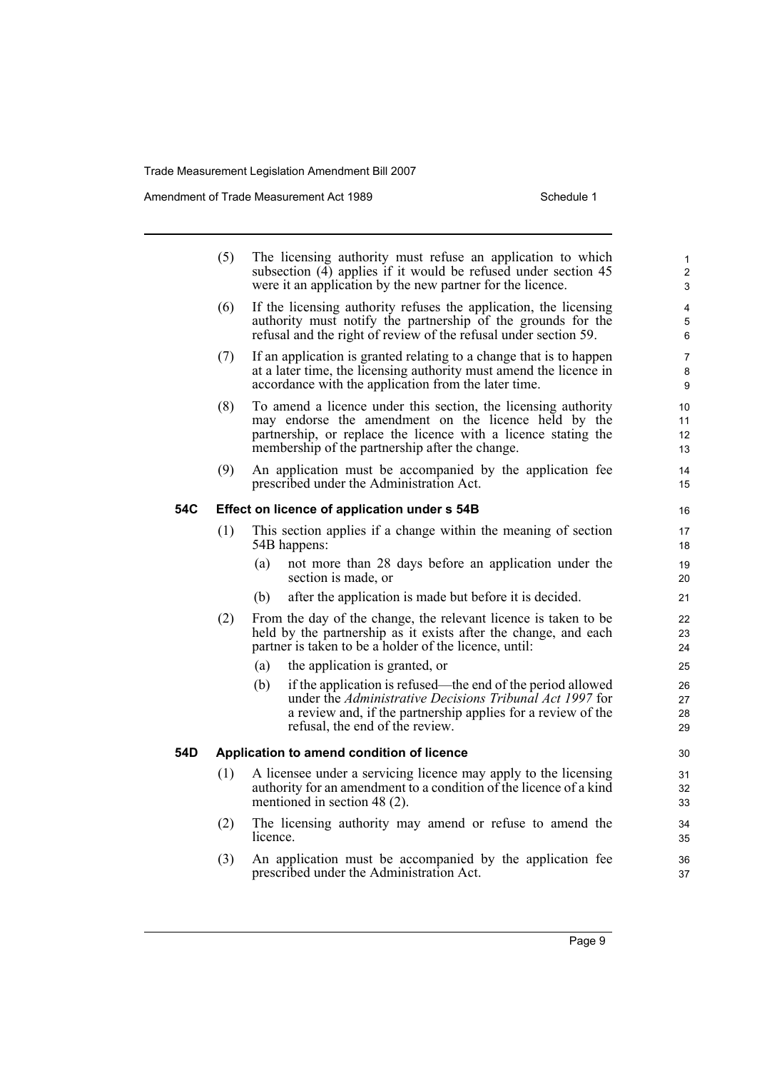(5) The licensing authority must refuse an application to which subsection (4) applies if it would be refused under section 45 were it an application by the new partner for the licence.

(6) If the licensing authority refuses the application, the licensing authority must notify the partnership of the grounds for the refusal and the right of review of the refusal under section 59.

(7) If an application is granted relating to a change that is to happen at a later time, the licensing authority must amend the licence in accordance with the application from the later time.

(8) To amend a licence under this section, the licensing authority may endorse the amendment on the licence held by the partnership, or replace the licence with a licence stating the membership of the partnership after the change.

(9) An application must be accompanied by the application fee prescribed under the Administration Act.

### 54C Effect on licence of application under s 54B

(1) This section applies if a change within the meaning of section 54B happens:

- (a) not more than 28 days before an application under the section is made, or
- (b) after the application is made but before it is decided.

(2) From the day of the change, the relevant licence is taken to be held by the partnership as it exists after the change, and each partner is taken to be a holder of the licence, until:

- (a) the application is granted, or
- (b) if the application is refused—the end of the period allowed under the *Administrative Decisions Tribunal Act 1997* for a review and, if the partnership applies for a review of the refusal, the end of the review.

### 54D Application to amend condition of licence

(1) A licensee under a servicing licence may apply to the licensing authority for an amendment to a condition of the licence of a kind mentioned in section 48 (2).

(2) The licensing authority may amend or refuse to amend the licence.

(3) An application must be accompanied by the application fee prescribed under the Administration Act.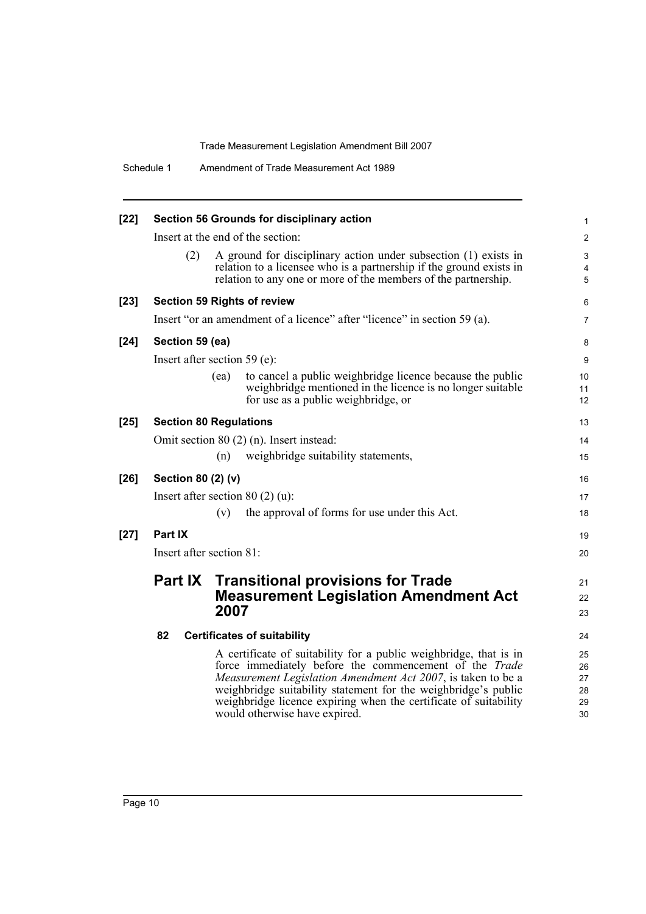**[22] Section 56 Grounds for disciplinary action**

Insert at the end of the section:

(2) A ground for disciplinary action under subsection (1) exists in relation to a licensee who is a partnership if the ground exists in relation to any one or more of the members of the partnership.

**[23] Section 59 Rights of review**

Insert "or an amendment of a licence" after "licence" in section 59 (a).

**[24] Section 59 (ea)**

Insert after section 59 (e):

(ea) to cancel a public weighbridge licence because the public weighbridge mentioned in the licence is no longer suitable for use as a public weighbridge, or

**[25] Section 80 Regulations**

Omit section 80 (2) (n). Insert instead:

(n) weighbridge suitability statements,

**[26] Section 80 (2) (v)**

Insert after section 80 (2) (u):

(v) the approval of forms for use under this Act.

**[27] Part IX**

Insert after section 81:

## Part IX Transitional provisions for Trade Measurement Legislation Amendment Act 2007

### 82 Certificates of suitability

A certificate of suitability for a public weighbridge, that is in force immediately before the commencement of the *Trade Measurement Legislation Amendment Act 2007*, is taken to be a weighbridge suitability statement for the weighbridge's public weighbridge licence expiring when the certificate of suitability would otherwise have expired.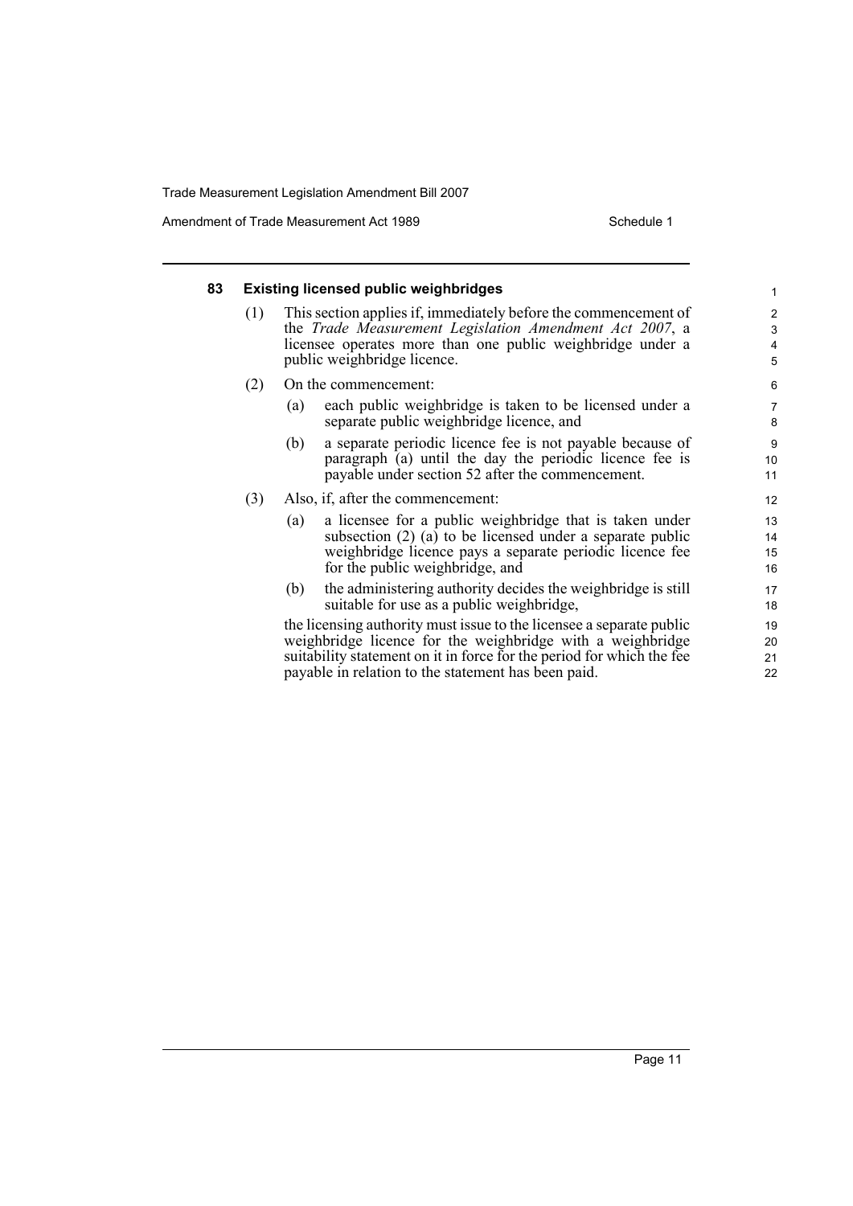### 83 Existing licensed public weighbridges

(1) This section applies if, immediately before the commencement of the *Trade Measurement Legislation Amendment Act 2007*, a licensee operates more than one public weighbridge under a public weighbridge licence.

(2) On the commencement:

(a) each public weighbridge is taken to be licensed under a separate public weighbridge licence, and

(b) a separate periodic licence fee is not payable because of paragraph (a) until the day the periodic licence fee is payable under section 52 after the commencement.

(3) Also, if, after the commencement:

(a) a licensee for a public weighbridge that is taken under subsection (2) (a) to be licensed under a separate public weighbridge licence pays a separate periodic licence fee for the public weighbridge, and

(b) the administering authority decides the weighbridge is still suitable for use as a public weighbridge,

the licensing authority must issue to the licensee a separate public weighbridge licence for the weighbridge with a weighbridge suitability statement on it in force for the period for which the fee payable in relation to the statement has been paid.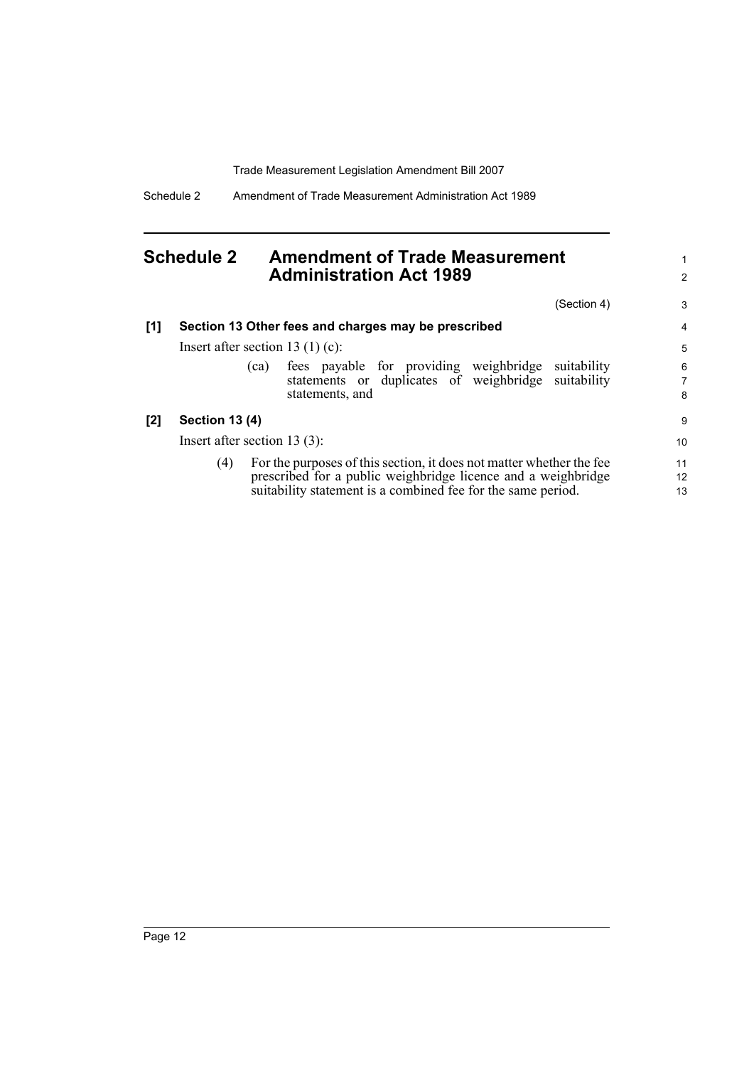# Schedule 2 Amendment of Trade Measurement Administration Act 1989

(Section 4)

**[1] Section 13 Other fees and charges may be prescribed**

Insert after section 13 (1) (c):

(ca) fees payable for providing weighbridge suitability statements or duplicates of weighbridge suitability statements, and

**[2] Section 13 (4)**

Insert after section 13 (3):

(4) For the purposes of this section, it does not matter whether the fee prescribed for a public weighbridge licence and a weighbridge suitability statement is a combined fee for the same period.